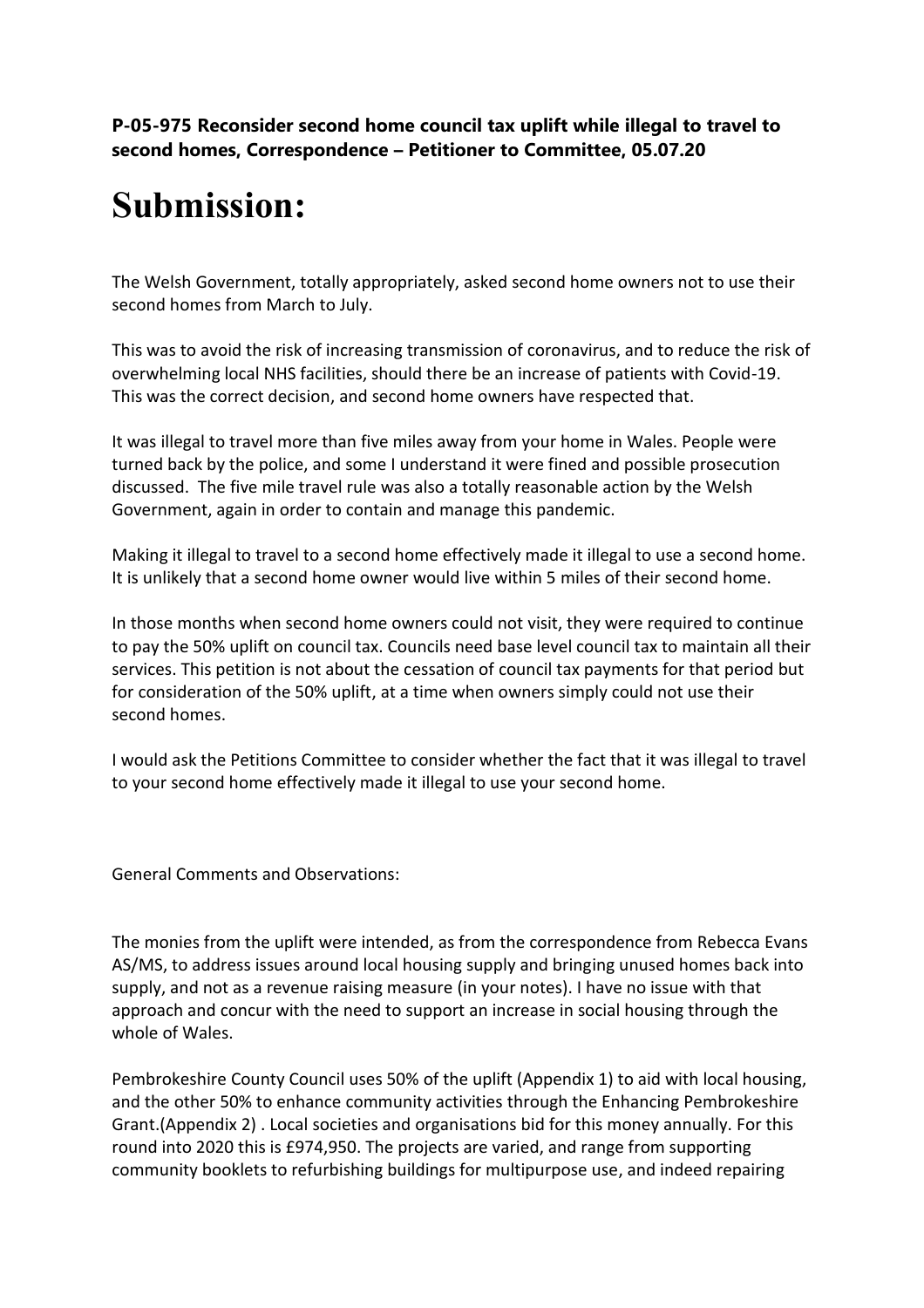**P-05-975 Reconsider second home council tax uplift while illegal to travel to second homes, Correspondence – Petitioner to Committee, 05.07.20**

# Submission:

The Welsh Government, totally appropriately, asked second home owners not to use their second homes from March to July.

This was to avoid the risk of increasing transmission of coronavirus, and to reduce the risk of overwhelming local NHS facilities, should there be an increase of patients with Covid-19. This was the correct decision, and second home owners have respected that.

It was illegal to travel more than five miles away from your home in Wales. People were turned back by the police, and some I understand it were fined and possible prosecution discussed. The five mile travel rule was also a totally reasonable action by the Welsh Government, again in order to contain and manage this pandemic.

Making it illegal to travel to a second home effectively made it illegal to use a second home. It is unlikely that a second home owner would live within 5 miles of their second home.

In those months when second home owners could not visit, they were required to continue to pay the 50% uplift on council tax. Councils need base level council tax to maintain all their services. This petition is not about the cessation of council tax payments for that period but for consideration of the 50% uplift, at a time when owners simply could not use their second homes.

I would ask the Petitions Committee to consider whether the fact that it was illegal to travel to your second home effectively made it illegal to use your second home.

General Comments and Observations:

The monies from the uplift were intended, as from the correspondence from Rebecca Evans AS/MS, to address issues around local housing supply and bringing unused homes back into supply, and not as a revenue raising measure (in your notes). I have no issue with that approach and concur with the need to support an increase in social housing through the whole of Wales.

Pembrokeshire County Council uses 50% of the uplift (Appendix 1) to aid with local housing, and the other 50% to enhance community activities through the Enhancing Pembrokeshire Grant.(Appendix 2) . Local societies and organisations bid for this money annually. For this round into 2020 this is £974,950. The projects are varied, and range from supporting community booklets to refurbishing buildings for multipurpose use, and indeed repairing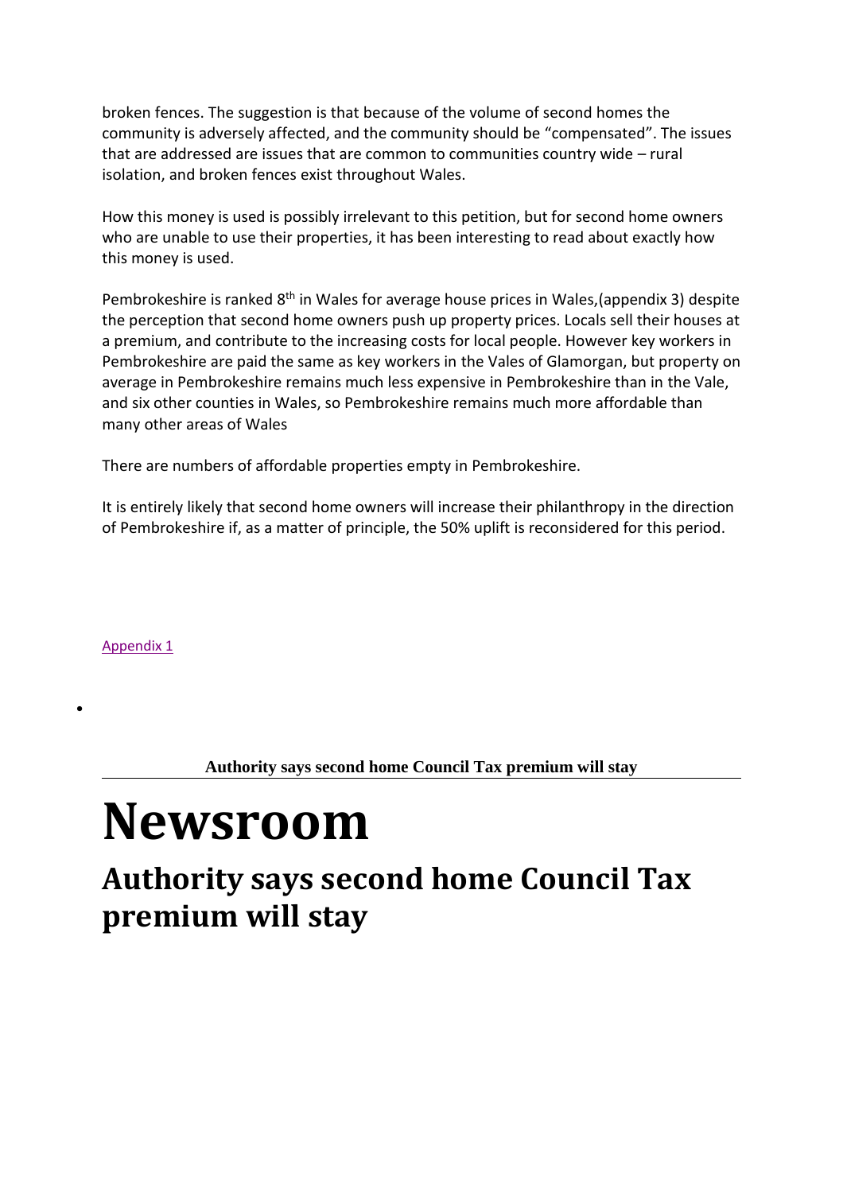broken fences. The suggestion is that because of the volume of second homes the community is adversely affected, and the community should be "compensated". The issues that are addressed are issues that are common to communities country wide – rural isolation, and broken fences exist throughout Wales.

How this money is used is possibly irrelevant to this petition, but for second home owners who are unable to use their properties, it has been interesting to read about exactly how this money is used.

Pembrokeshire is ranked 8th in Wales for average house prices in Wales,(appendix 3) despite the perception that second home owners push up property prices. Locals sell their houses at a premium, and contribute to the increasing costs for local people. However key workers in Pembrokeshire are paid the same as key workers in the Vales of Glamorgan, but property on average in Pembrokeshire remains much less expensive in Pembrokeshire than in the Vale, and six other counties in Wales, so Pembrokeshire remains much more affordable than many other areas of Wales

There are numbers of affordable properties empty in Pembrokeshire.

It is entirely likely that second home owners will increase their philanthropy in the direction of Pembrokeshire if, as a matter of principle, the 50% uplift is reconsidered for this period.

Appendix 1

- 

**Authority says second home Council Tax premium will stay**

# Newsroom

## Authority says second home Council Tax premium will stay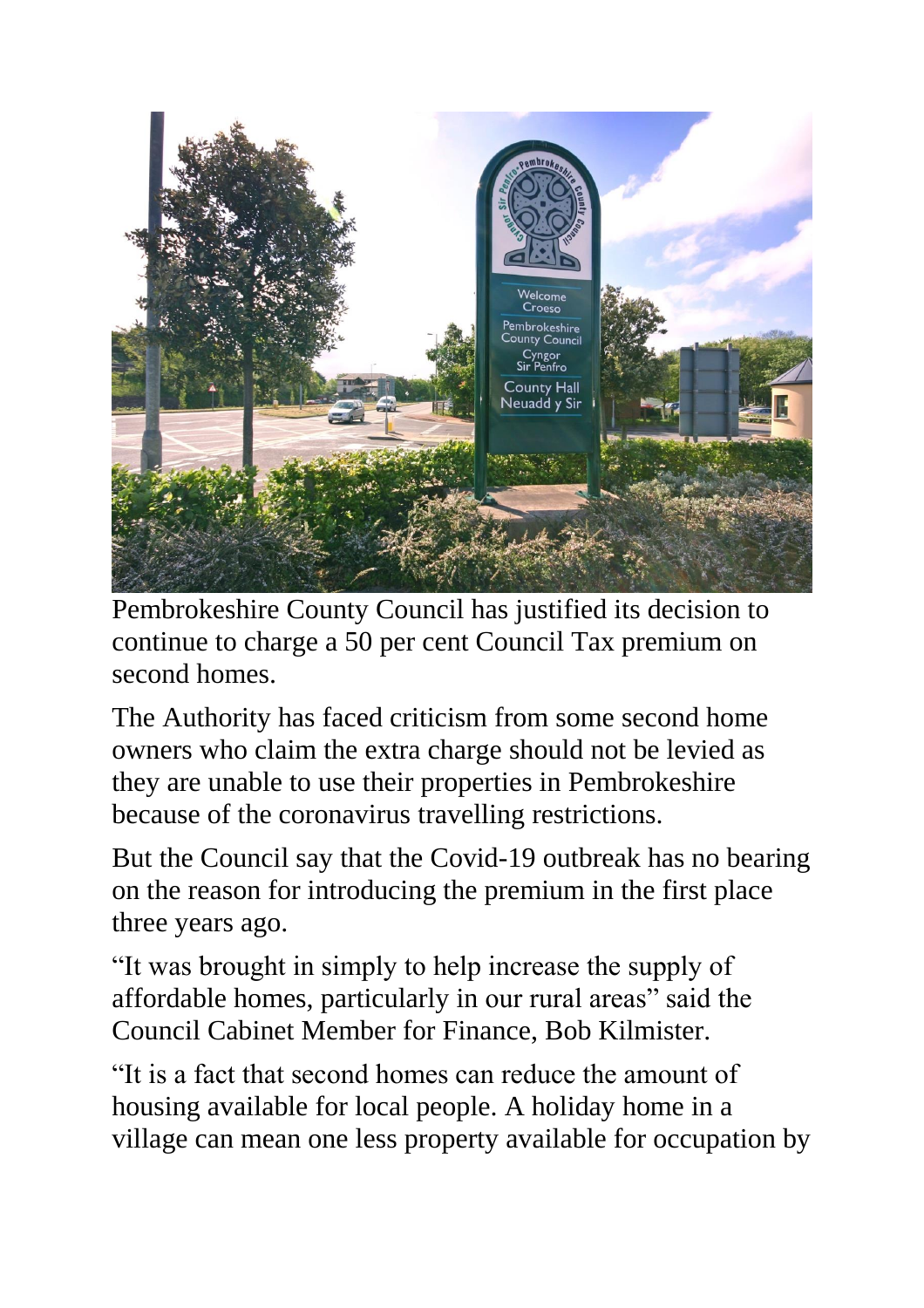Pembrokeshire County Council has justified its decision to continue to charge a 50 per cent Council Tax premium on second homes.

The Authority has faced criticism from some second home owners who claim the extra charge should not be levied as they are unable to use their properties in Pembrokeshire because of the coronavirus travelling restrictions.

But the Council say that the Covid-19 outbreak has no bearing on the reason for introducing the premium in the first place three years ago.

"It was brought in simply to help increase the supply of affordable homes, particularly in our rural areas" said the Council Cabinet Member for Finance, Bob Kilmister.

"It is a fact that second homes can reduce the amount of housing available for local people. A holiday home in a village can mean one less property available for occupation by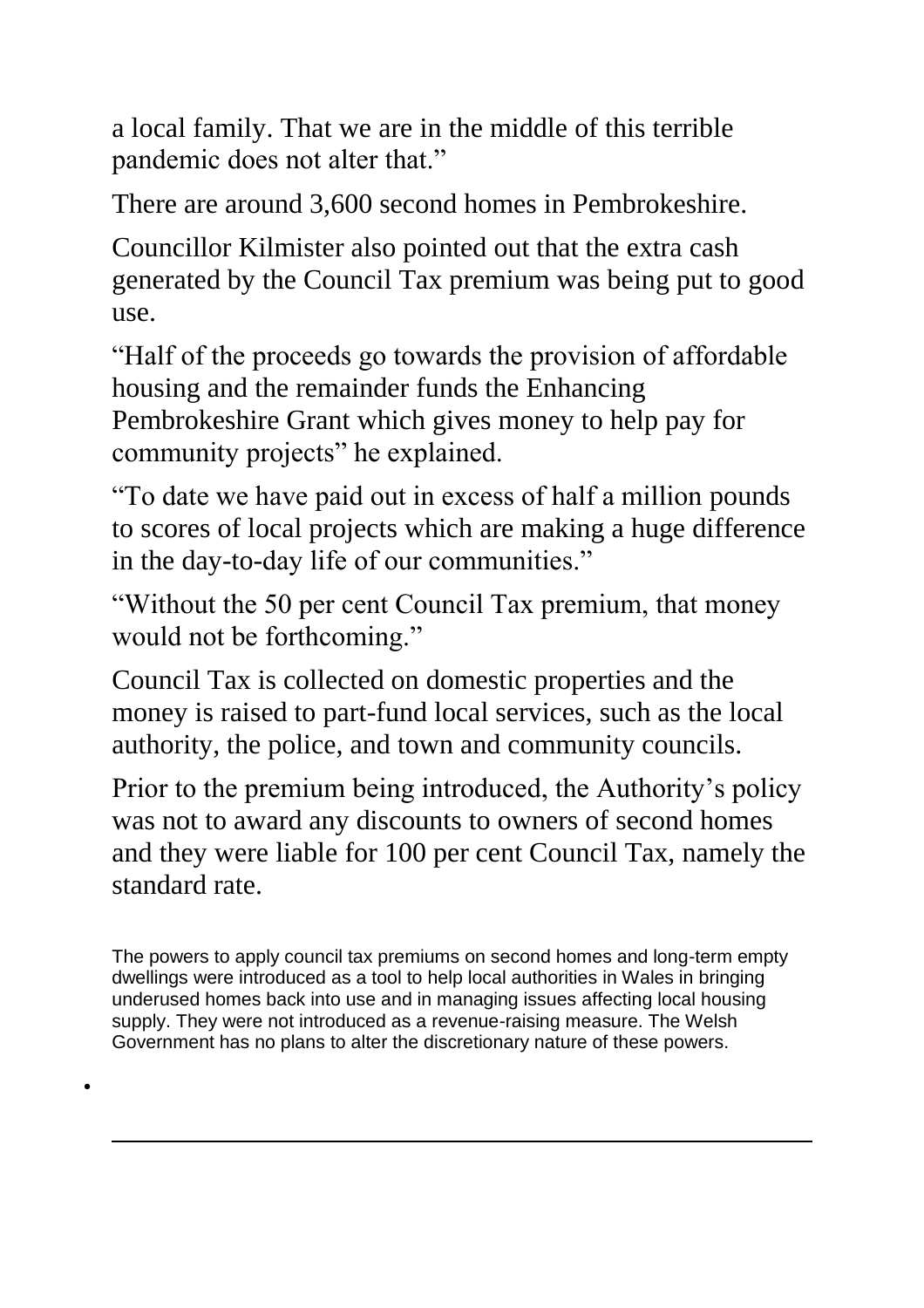a local family. That we are in the middle of this terrible pandemic does not alter that."

There are around 3,600 second homes in Pembrokeshire.

Councillor Kilmister also pointed out that the extra cash generated by the Council Tax premium was being put to good use.

"Half of the proceeds go towards the provision of affordable housing and the remainder funds the Enhancing Pembrokeshire Grant which gives money to help pay for community projects" he explained.

"To date we have paid out in excess of half a million pounds to scores of local projects which are making a huge difference in the day-to-day life of our communities."

"Without the 50 per cent Council Tax premium, that money would not be forthcoming."

Council Tax is collected on domestic properties and the money is raised to part-fund local services, such as the local authority, the police, and town and community councils.

Prior to the premium being introduced, the Authority's policy was not to award any discounts to owners of second homes and they were liable for 100 per cent Council Tax, namely the standard rate.

The powers to apply council tax premiums on second homes and long-term empty dwellings were introduced as a tool to help local authorities in Wales in bringing underused homes back into use and in managing issues affecting local housing supply. They were not introduced as a revenue-raising measure. The Welsh Government has no plans to alter the discretionary nature of these powers.

---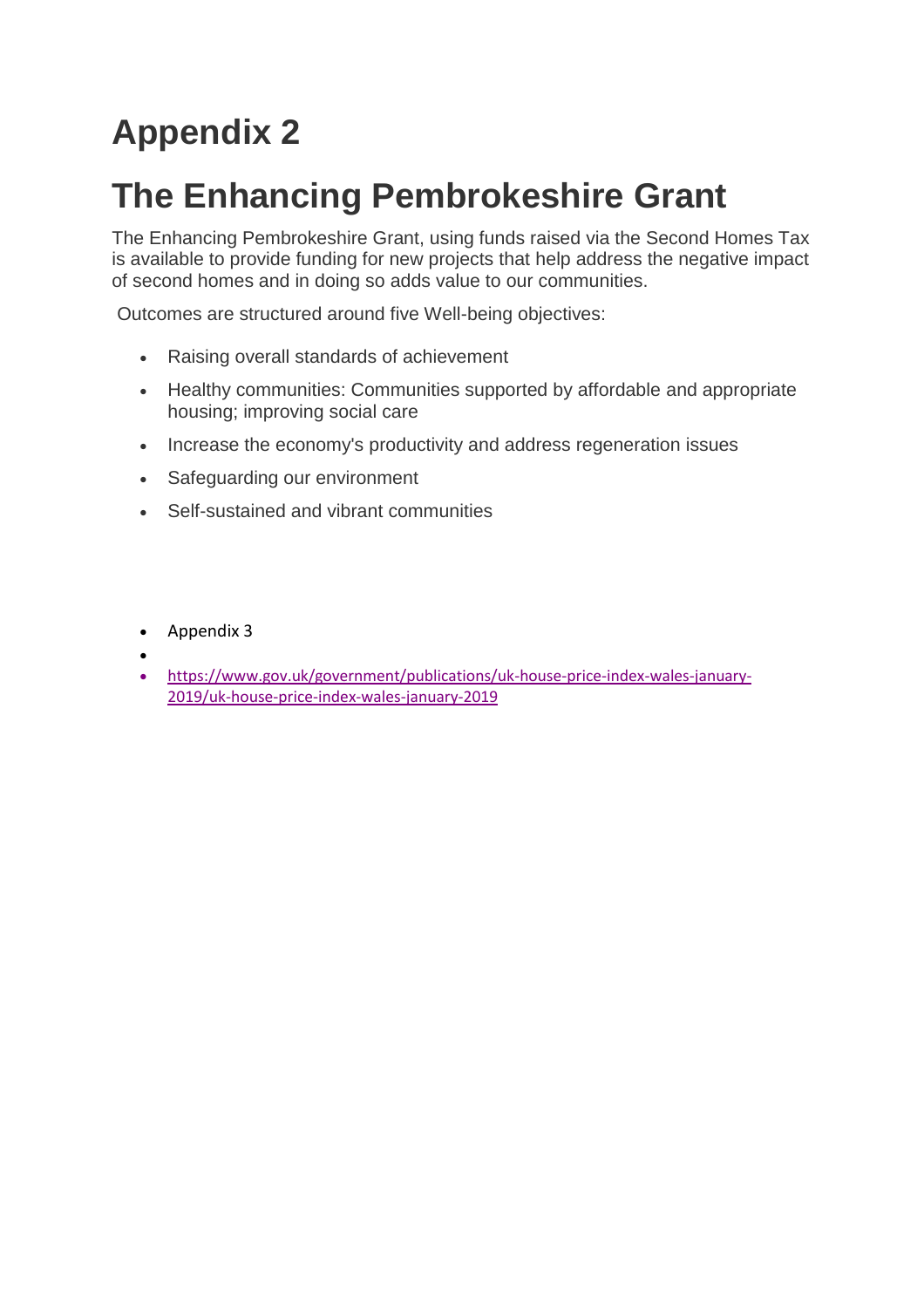# Appendix 2

# The Enhancing Pembrokeshire Grant

The Enhancing Pembrokeshire Grant, using funds raised via the Second Homes Tax is available to provide funding for new projects that help address the negative impact of second homes and in doing so adds value to our communities.

Outcomes are structured around five Well-being objectives:

- Raising overall standards of achievement
- Healthy communities: Communities supported by affordable and appropriate housing; improving social care
- Increase the economy's productivity and address regeneration issues
- Safeguarding our environment
- Self-sustained and vibrant communities

- Appendix 3
- 
- https://www.gov.uk/government/publications/uk-house-price-index-wales-january-2019/uk-house-price-index-wales-january-2019